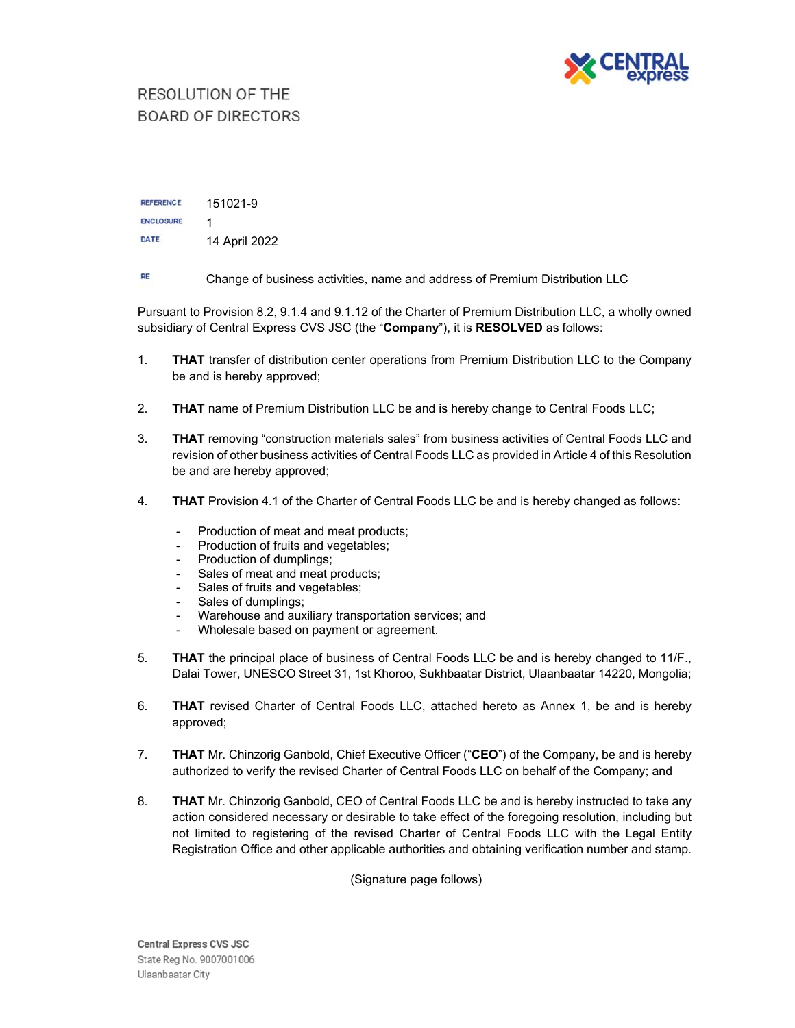# RESOLUTION OF THE BOARD OF DIRECTORS

| | |
|---|---|
| REFERENCE | 151021-9 |
| ENCLOSURE | 1 |
| DATE | 14 April 2022 |

RE Change of business activities, name and address of Premium Distribution LLC

Pursuant to Provision 8.2, 9.1.4 and 9.1.12 of the Charter of Premium Distribution LLC, a wholly owned subsidiary of Central Express CVS JSC (the "**Company**"), it is **RESOLVED** as follows:

1. **THAT** transfer of distribution center operations from Premium Distribution LLC to the Company be and is hereby approved;

2. **THAT** name of Premium Distribution LLC be and is hereby change to Central Foods LLC;

3. **THAT** removing "construction materials sales" from business activities of Central Foods LLC and revision of other business activities of Central Foods LLC as provided in Article 4 of this Resolution be and are hereby approved;

4. **THAT** Provision 4.1 of the Charter of Central Foods LLC be and is hereby changed as follows:

   - Production of meat and meat products;
   - Production of fruits and vegetables;
   - Production of dumplings;
   - Sales of meat and meat products;
   - Sales of fruits and vegetables;
   - Sales of dumplings;
   - Warehouse and auxiliary transportation services; and
   - Wholesale based on payment or agreement.

5. **THAT** the principal place of business of Central Foods LLC be and is hereby changed to 11/F., Dalai Tower, UNESCO Street 31, 1st Khoroo, Sukhbaatar District, Ulaanbaatar 14220, Mongolia;

6. **THAT** revised Charter of Central Foods LLC, attached hereto as Annex 1, be and is hereby approved;

7. **THAT** Mr. Chinzorig Ganbold, Chief Executive Officer ("**CEO**") of the Company, be and is hereby authorized to verify the revised Charter of Central Foods LLC on behalf of the Company; and

8. **THAT** Mr. Chinzorig Ganbold, CEO of Central Foods LLC be and is hereby instructed to take any action considered necessary or desirable to take effect of the foregoing resolution, including but not limited to registering of the revised Charter of Central Foods LLC with the Legal Entity Registration Office and other applicable authorities and obtaining verification number and stamp.

(Signature page follows)

Central Express CVS JSC
State Reg No. 9007001006
Ulaanbaatar City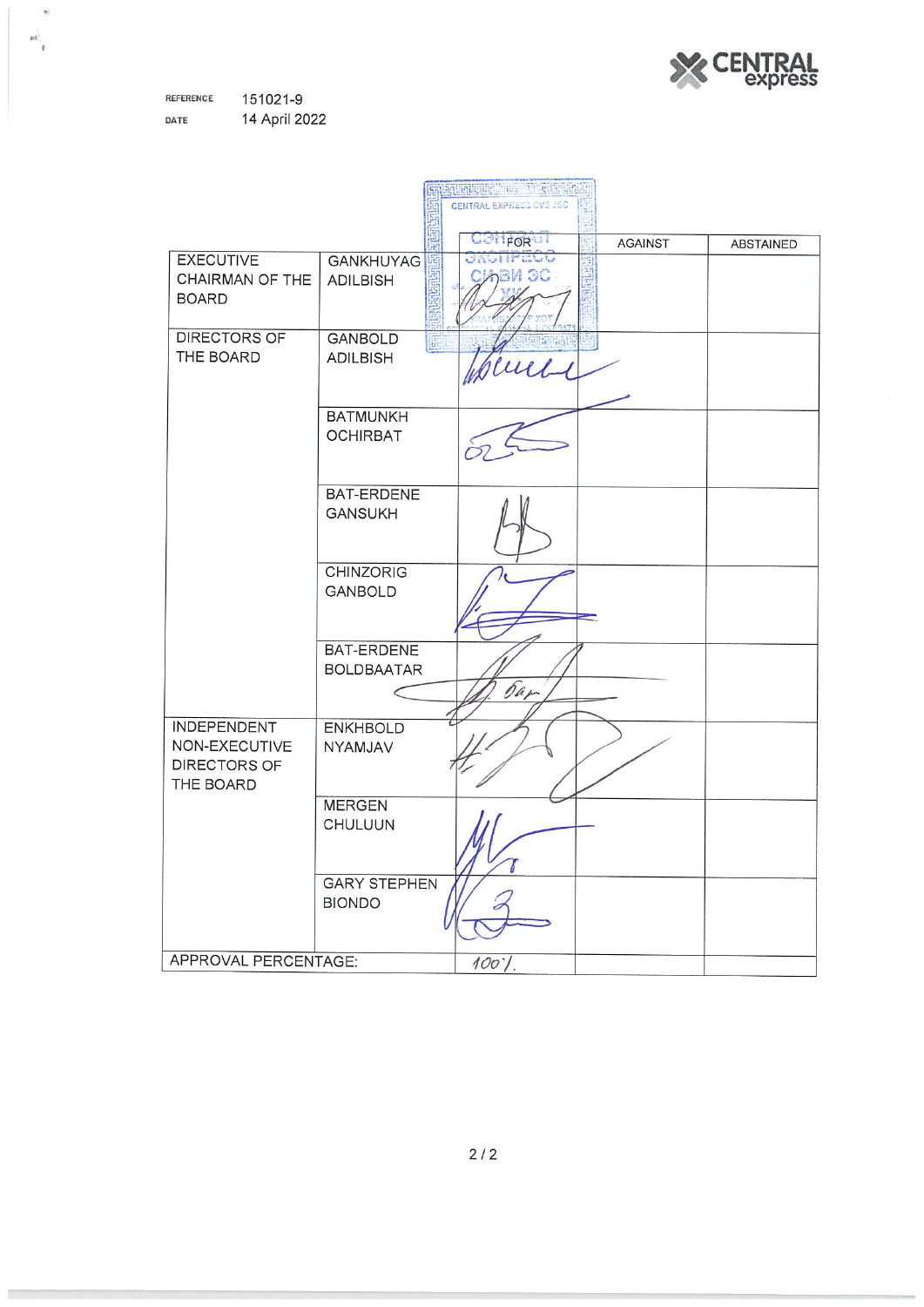REFERENCE 151021-9

DATE 14 April 2022

| | | FOR | AGAINST | ABSTAINED |
|---|---|---|---|---|
| EXECUTIVE CHAIRMAN OF THE BOARD | GANKHUYAG ADILBISH | [signature] | | |
| DIRECTORS OF THE BOARD | GANBOLD ADILBISH | [signature] | | |
| | BATMUNKH OCHIRBAT | [signature] | | |
| | BAT-ERDENE GANSUKH | [signature] | | |
| | CHINZORIG GANBOLD | [signature] | | |
| | BAT-ERDENE BOLDBAATAR | [signature] | | |
| INDEPENDENT NON-EXECUTIVE DIRECTORS OF THE BOARD | ENKHBOLD NYAMJAV | [signature] | | |
| | MERGEN CHULUUN | [signature] | | |
| | GARY STEPHEN BIONDO | [signature] | | |
| APPROVAL PERCENTAGE: | | 100% | | |

[Stamp: CENTRAL EXPRESS CVS JSC / СЭНТРАЛ ЭКСПРЕСС СИ ВИ ЭС ХК]